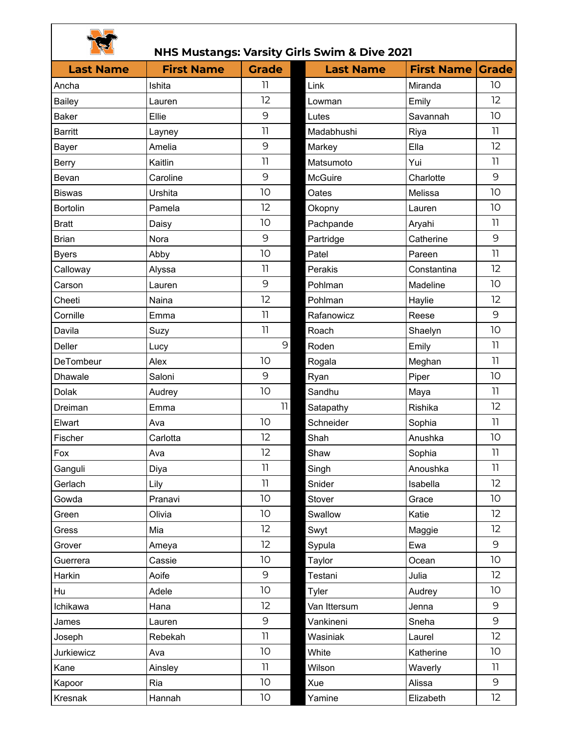# NHS Mustangs: Varsity Girls Swim & Dive 2021

| Last Name | First Name | Grade | Last Name | First Name | Grade |
|---|---|---|---|---|---|
| Ancha | Ishita | 11 | Link | Miranda | 10 |
| Bailey | Lauren | 12 | Lowman | Emily | 12 |
| Baker | Ellie | 9 | Lutes | Savannah | 10 |
| Barritt | Layney | 11 | Madabhushi | Riya | 11 |
| Bayer | Amelia | 9 | Markey | Ella | 12 |
| Berry | Kaitlin | 11 | Matsumoto | Yui | 11 |
| Bevan | Caroline | 9 | McGuire | Charlotte | 9 |
| Biswas | Urshita | 10 | Oates | Melissa | 10 |
| Bortolin | Pamela | 12 | Okopny | Lauren | 10 |
| Bratt | Daisy | 10 | Pachpande | Aryahi | 11 |
| Brian | Nora | 9 | Partridge | Catherine | 9 |
| Byers | Abby | 10 | Patel | Pareen | 11 |
| Calloway | Alyssa | 11 | Perakis | Constantina | 12 |
| Carson | Lauren | 9 | Pohlman | Madeline | 10 |
| Cheeti | Naina | 12 | Pohlman | Haylie | 12 |
| Cornille | Emma | 11 | Rafanowicz | Reese | 9 |
| Davila | Suzy | 11 | Roach | Shaelyn | 10 |
| Deller | Lucy | 9 | Roden | Emily | 11 |
| DeTombeur | Alex | 10 | Rogala | Meghan | 11 |
| Dhawale | Saloni | 9 | Ryan | Piper | 10 |
| Dolak | Audrey | 10 | Sandhu | Maya | 11 |
| Dreiman | Emma | 11 | Satapathy | Rishika | 12 |
| Elwart | Ava | 10 | Schneider | Sophia | 11 |
| Fischer | Carlotta | 12 | Shah | Anushka | 10 |
| Fox | Ava | 12 | Shaw | Sophia | 11 |
| Ganguli | Diya | 11 | Singh | Anoushka | 11 |
| Gerlach | Lily | 11 | Snider | Isabella | 12 |
| Gowda | Pranavi | 10 | Stover | Grace | 10 |
| Green | Olivia | 10 | Swallow | Katie | 12 |
| Gress | Mia | 12 | Swyt | Maggie | 12 |
| Grover | Ameya | 12 | Sypula | Ewa | 9 |
| Guerrera | Cassie | 10 | Taylor | Ocean | 10 |
| Harkin | Aoife | 9 | Testani | Julia | 12 |
| Hu | Adele | 10 | Tyler | Audrey | 10 |
| Ichikawa | Hana | 12 | Van Ittersum | Jenna | 9 |
| James | Lauren | 9 | Vankineni | Sneha | 9 |
| Joseph | Rebekah | 11 | Wasiniak | Laurel | 12 |
| Jurkiewicz | Ava | 10 | White | Katherine | 10 |
| Kane | Ainsley | 11 | Wilson | Waverly | 11 |
| Kapoor | Ria | 10 | Xue | Alissa | 9 |
| Kresnak | Hannah | 10 | Yamine | Elizabeth | 12 |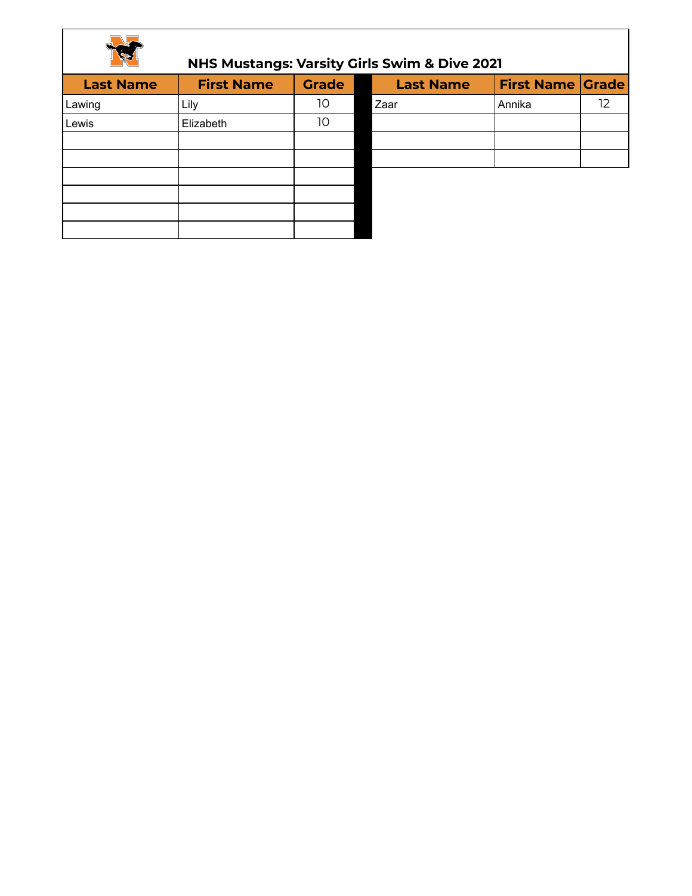## NHS Mustangs: Varsity Girls Swim & Dive 2021

| Last Name | First Name | Grade | Last Name | First Name | Grade |
|---|---|---|---|---|---|
| Lawing | Lily | 10 | Zaar | Annika | 12 |
| Lewis | Elizabeth | 10 | | | |